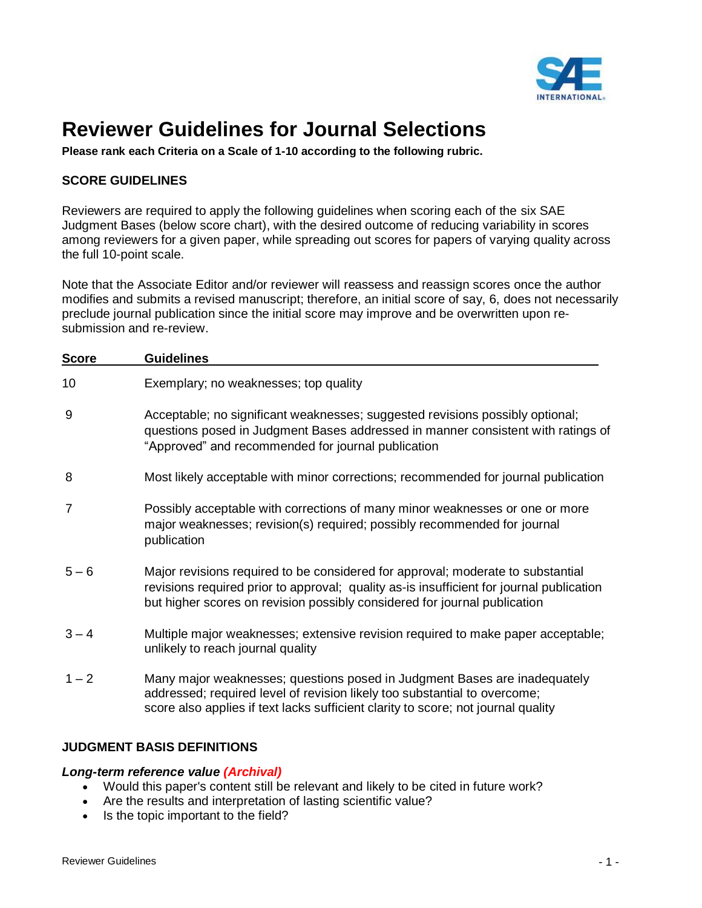# Reviewer Guidelines for Journal Selections

**Please rank each Criteria on a Scale of 1-10 according to the following rubric.**

## SCORE GUIDELINES

Reviewers are required to apply the following guidelines when scoring each of the six SAE Judgment Bases (below score chart), with the desired outcome of reducing variability in scores among reviewers for a given paper, while spreading out scores for papers of varying quality across the full 10-point scale.

Note that the Associate Editor and/or reviewer will reassess and reassign scores once the author modifies and submits a revised manuscript; therefore, an initial score of say, 6, does not necessarily preclude journal publication since the initial score may improve and be overwritten upon re-submission and re-review.

| Score | Guidelines |
| --- | --- |
| 10 | Exemplary; no weaknesses; top quality |
| 9 | Acceptable; no significant weaknesses; suggested revisions possibly optional; questions posed in Judgment Bases addressed in manner consistent with ratings of “Approved” and recommended for journal publication |
| 8 | Most likely acceptable with minor corrections; recommended for journal publication |
| 7 | Possibly acceptable with corrections of many minor weaknesses or one or more major weaknesses; revision(s) required; possibly recommended for journal publication |
| 5 – 6 | Major revisions required to be considered for approval; moderate to substantial revisions required prior to approval; quality as-is insufficient for journal publication but higher scores on revision possibly considered for journal publication |
| 3 – 4 | Multiple major weaknesses; extensive revision required to make paper acceptable; unlikely to reach journal quality |
| 1 – 2 | Many major weaknesses; questions posed in Judgment Bases are inadequately addressed; required level of revision likely too substantial to overcome; score also applies if text lacks sufficient clarity to score; not journal quality |

## JUDGMENT BASIS DEFINITIONS

***Long-term reference value (Archival)***

- Would this paper's content still be relevant and likely to be cited in future work?
- Are the results and interpretation of lasting scientific value?
- Is the topic important to the field?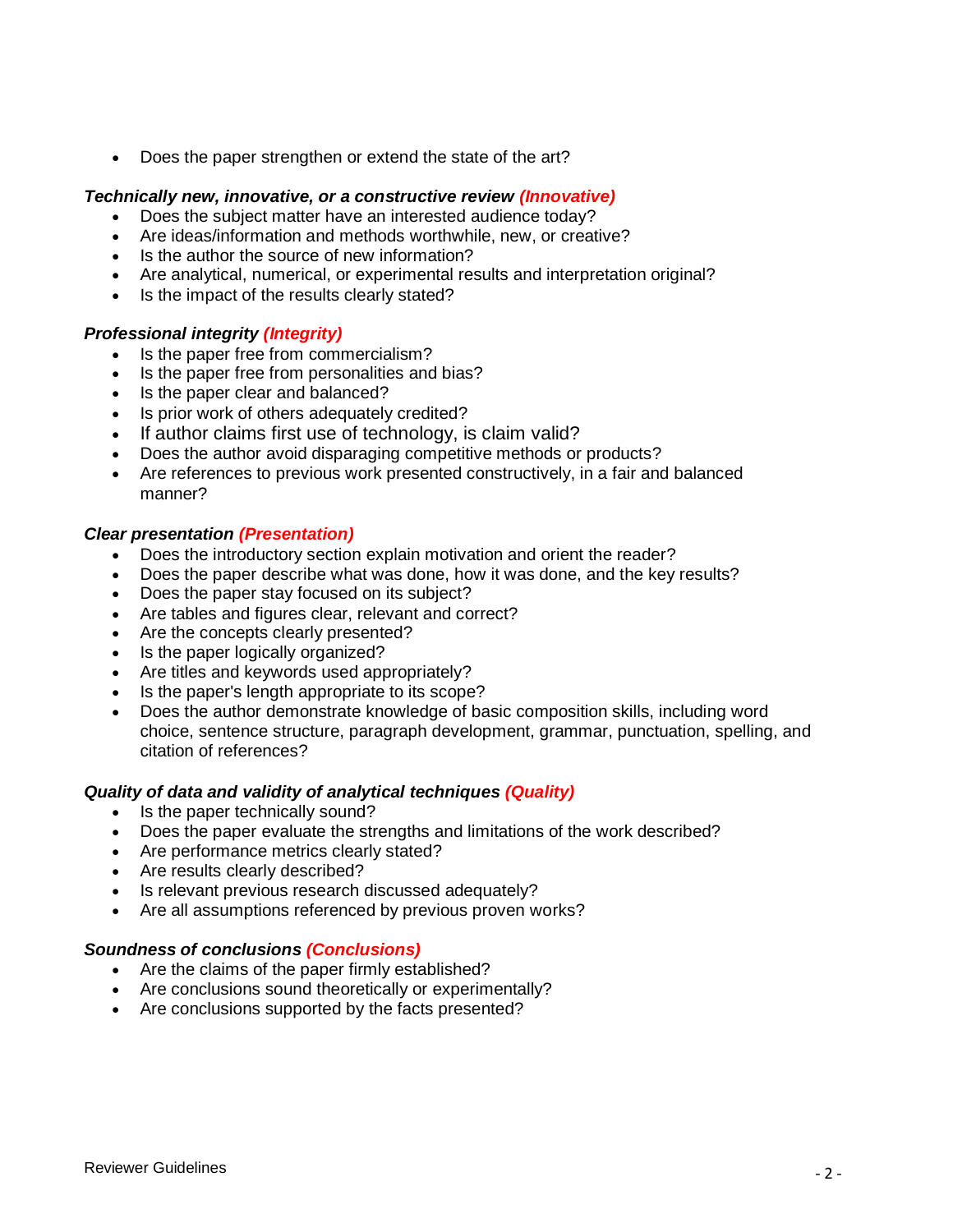- Does the paper strengthen or extend the state of the art?

***Technically new, innovative, or a constructive review (Innovative)***

- Does the subject matter have an interested audience today?
- Are ideas/information and methods worthwhile, new, or creative?
- Is the author the source of new information?
- Are analytical, numerical, or experimental results and interpretation original?
- Is the impact of the results clearly stated?

***Professional integrity (Integrity)***

- Is the paper free from commercialism?
- Is the paper free from personalities and bias?
- Is the paper clear and balanced?
- Is prior work of others adequately credited?
- If author claims first use of technology, is claim valid?
- Does the author avoid disparaging competitive methods or products?
- Are references to previous work presented constructively, in a fair and balanced manner?

***Clear presentation (Presentation)***

- Does the introductory section explain motivation and orient the reader?
- Does the paper describe what was done, how it was done, and the key results?
- Does the paper stay focused on its subject?
- Are tables and figures clear, relevant and correct?
- Are the concepts clearly presented?
- Is the paper logically organized?
- Are titles and keywords used appropriately?
- Is the paper's length appropriate to its scope?
- Does the author demonstrate knowledge of basic composition skills, including word choice, sentence structure, paragraph development, grammar, punctuation, spelling, and citation of references?

***Quality of data and validity of analytical techniques (Quality)***

- Is the paper technically sound?
- Does the paper evaluate the strengths and limitations of the work described?
- Are performance metrics clearly stated?
- Are results clearly described?
- Is relevant previous research discussed adequately?
- Are all assumptions referenced by previous proven works?

***Soundness of conclusions (Conclusions)***

- Are the claims of the paper firmly established?
- Are conclusions sound theoretically or experimentally?
- Are conclusions supported by the facts presented?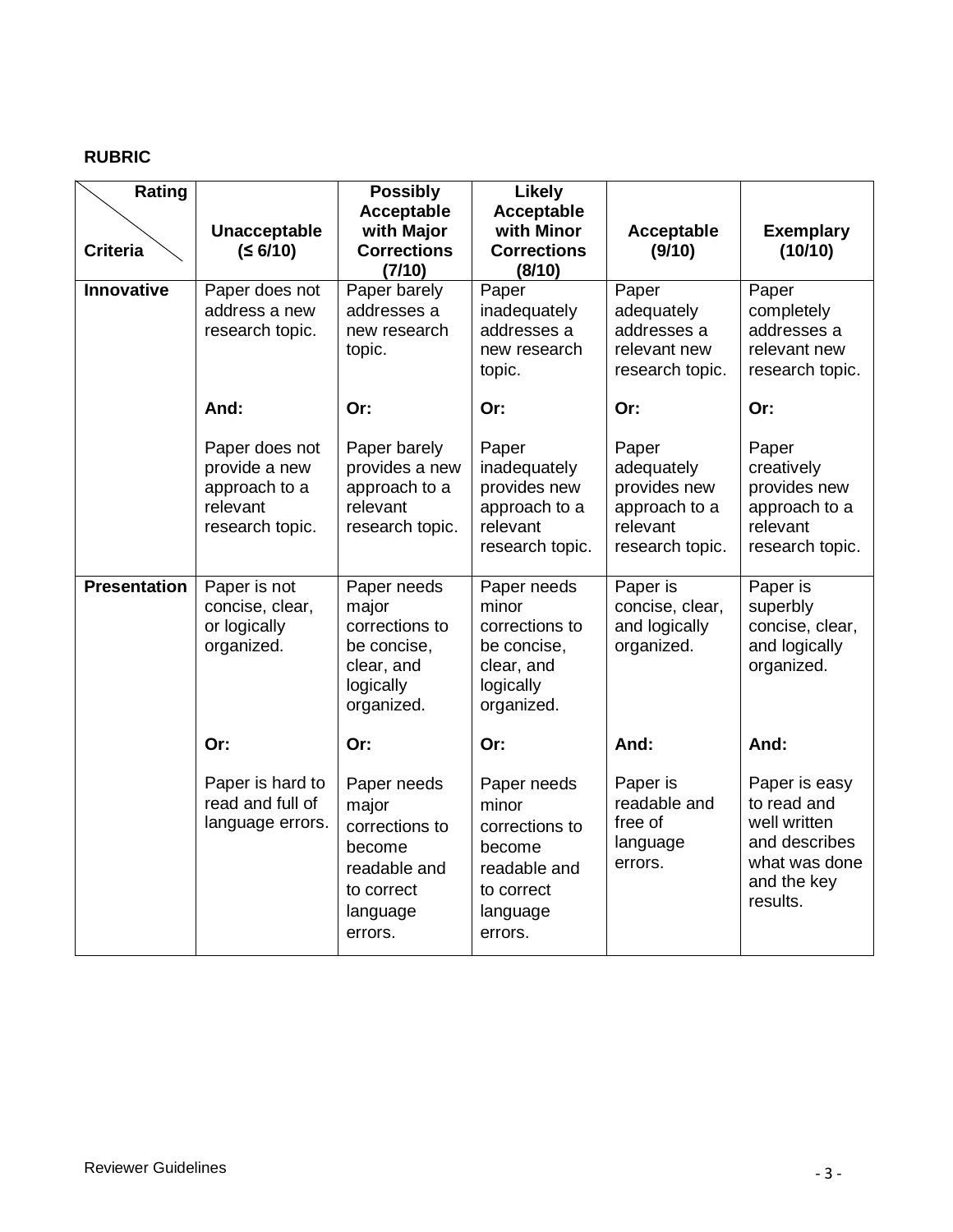**RUBRIC**

| Rating / Criteria | Unacceptable (≤ 6/10) | Possibly Acceptable with Major Corrections (7/10) | Likely Acceptable with Minor Corrections (8/10) | Acceptable (9/10) | Exemplary (10/10) |
|---|---|---|---|---|---|
| **Innovative** | Paper does not address a new research topic. **And:** Paper does not provide a new approach to a relevant research topic. | Paper barely addresses a new research topic. **Or:** Paper barely provides a new approach to a relevant research topic. | Paper inadequately addresses a new research topic. **Or:** Paper inadequately provides new approach to a relevant research topic. | Paper adequately addresses a relevant new research topic. **Or:** Paper adequately provides new approach to a relevant research topic. | Paper completely addresses a relevant new research topic. **Or:** Paper creatively provides new approach to a relevant research topic. |
| **Presentation** | Paper is not concise, clear, or logically organized. **Or:** Paper is hard to read and full of language errors. | Paper needs major corrections to be concise, clear, and logically organized. **Or:** Paper needs major corrections to become readable and to correct language errors. | Paper needs minor corrections to be concise, clear, and logically organized. **Or:** Paper needs minor corrections to become readable and to correct language errors. | Paper is concise, clear, and logically organized. **And:** Paper is readable and free of language errors. | Paper is superbly concise, clear, and logically organized. **And:** Paper is easy to read and well written and describes what was done and the key results. |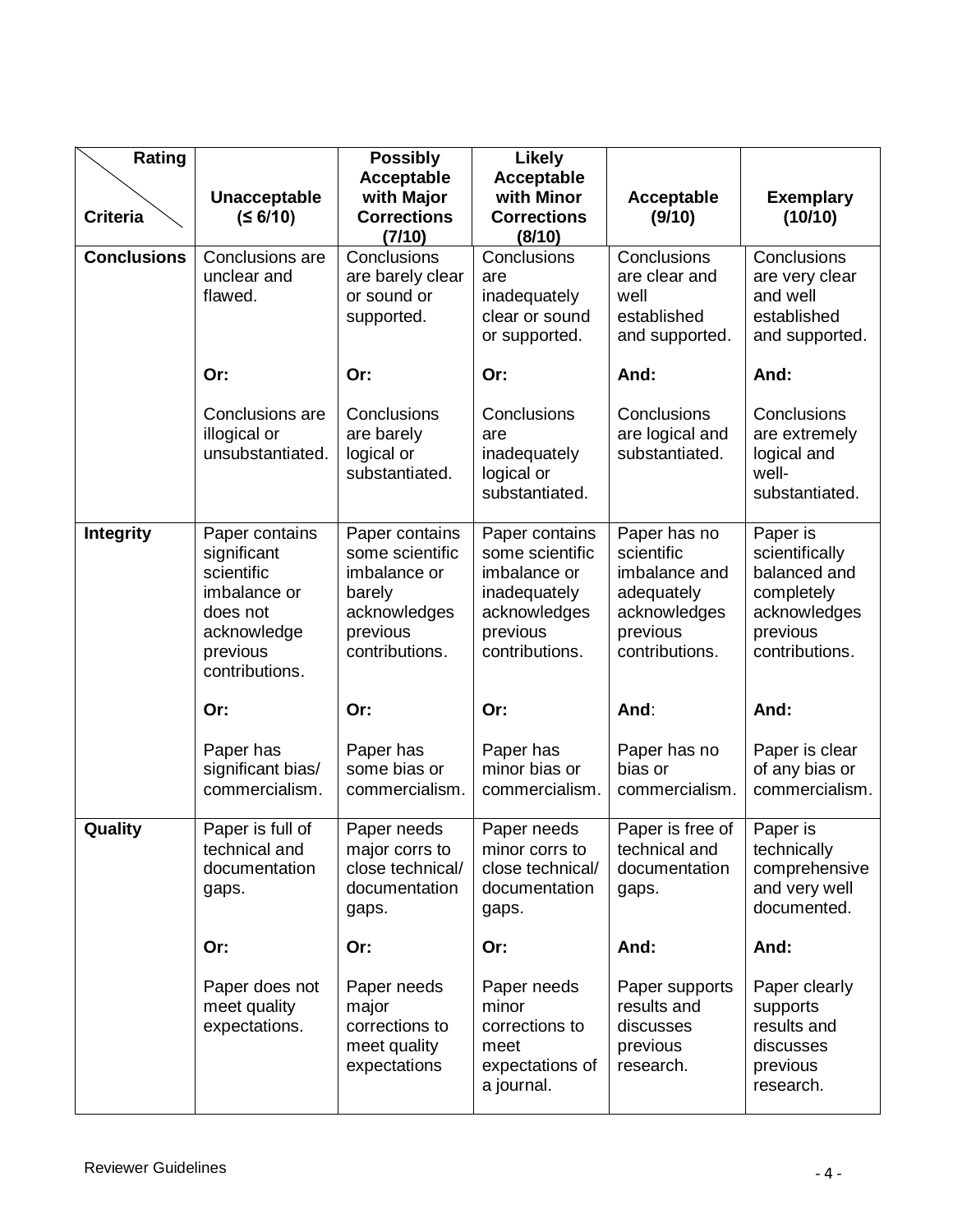| Rating / Criteria | Unacceptable (≤ 6/10) | Possibly Acceptable with Major Corrections (7/10) | Likely Acceptable with Minor Corrections (8/10) | Acceptable (9/10) | Exemplary (10/10) |
|---|---|---|---|---|---|
| **Conclusions** | Conclusions are unclear and flawed. **Or:** Conclusions are illogical or unsubstantiated. | Conclusions are barely clear or sound or supported. **Or:** Conclusions are barely logical or substantiated. | Conclusions are inadequately clear or sound or supported. **Or:** Conclusions are inadequately logical or substantiated. | Conclusions are clear and well established and supported. **And:** Conclusions are logical and substantiated. | Conclusions are very clear and well established and supported. **And:** Conclusions are extremely logical and well-substantiated. |
| **Integrity** | Paper contains significant scientific imbalance or does not acknowledge previous contributions. **Or:** Paper has significant bias/ commercialism. | Paper contains some scientific imbalance or barely acknowledges previous contributions. **Or:** Paper has some bias or commercialism. | Paper contains some scientific imbalance or inadequately acknowledges previous contributions. **Or:** Paper has minor bias or commercialism. | Paper has no scientific imbalance and adequately acknowledges previous contributions. **And:** Paper has no bias or commercialism. | Paper is scientifically balanced and completely acknowledges previous contributions. **And:** Paper is clear of any bias or commercialism. |
| **Quality** | Paper is full of technical and documentation gaps. **Or:** Paper does not meet quality expectations. | Paper needs major corrs to close technical/ documentation gaps. **Or:** Paper needs major corrections to meet quality expectations | Paper needs minor corrs to close technical/ documentation gaps. **Or:** Paper needs minor corrections to meet expectations of a journal. | Paper is free of technical and documentation gaps. **And:** Paper supports results and discusses previous research. | Paper is technically comprehensive and very well documented. **And:** Paper clearly supports results and discusses previous research. |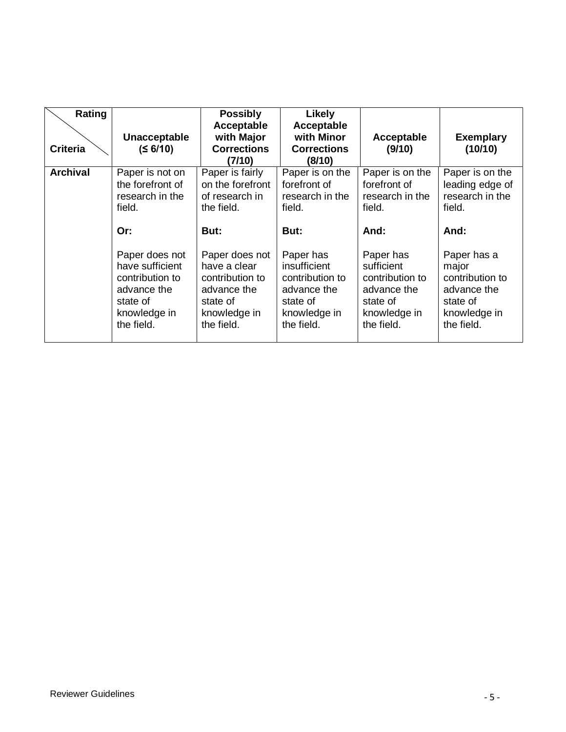| Rating / Criteria | Unacceptable (≤ 6/10) | Possibly Acceptable with Major Corrections (7/10) | Likely Acceptable with Minor Corrections (8/10) | Acceptable (9/10) | Exemplary (10/10) |
|---|---|---|---|---|---|
| **Archival** | Paper is not on the forefront of research in the field.<br><br>**Or:**<br><br>Paper does not have sufficient contribution to advance the state of knowledge in the field. | Paper is fairly on the forefront of research in the field.<br><br>**But:**<br><br>Paper does not have a clear contribution to advance the state of knowledge in the field. | Paper is on the forefront of research in the field.<br><br>**But:**<br><br>Paper has insufficient contribution to advance the state of knowledge in the field. | Paper is on the forefront of research in the field.<br><br>**And:**<br><br>Paper has sufficient contribution to advance the state of knowledge in the field. | Paper is on the leading edge of research in the field.<br><br>**And:**<br><br>Paper has a major contribution to advance the state of knowledge in the field. |